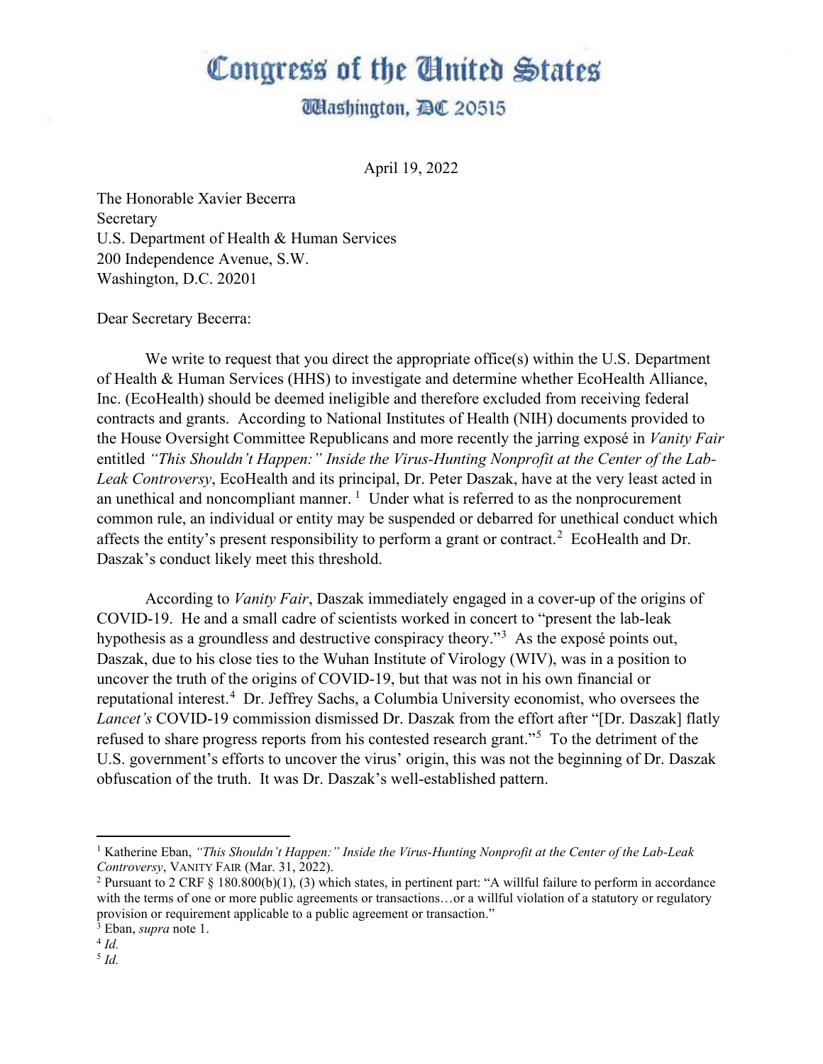# Congress of the United States

## Washington, DC 20515

April 19, 2022

The Honorable Xavier Becerra
Secretary
U.S. Department of Health & Human Services
200 Independence Avenue, S.W.
Washington, D.C. 20201

Dear Secretary Becerra:

We write to request that you direct the appropriate office(s) within the U.S. Department of Health & Human Services (HHS) to investigate and determine whether EcoHealth Alliance, Inc. (EcoHealth) should be deemed ineligible and therefore excluded from receiving federal contracts and grants. According to National Institutes of Health (NIH) documents provided to the House Oversight Committee Republicans and more recently the jarring exposé in *Vanity Fair* entitled *"This Shouldn't Happen:" Inside the Virus-Hunting Nonprofit at the Center of the Lab-Leak Controversy*, EcoHealth and its principal, Dr. Peter Daszak, have at the very least acted in an unethical and noncompliant manner. [1] Under what is referred to as the nonprocurement common rule, an individual or entity may be suspended or debarred for unethical conduct which affects the entity's present responsibility to perform a grant or contract.[2] EcoHealth and Dr. Daszak's conduct likely meet this threshold.

According to *Vanity Fair*, Daszak immediately engaged in a cover-up of the origins of COVID-19. He and a small cadre of scientists worked in concert to "present the lab-leak hypothesis as a groundless and destructive conspiracy theory."[3] As the exposé points out, Daszak, due to his close ties to the Wuhan Institute of Virology (WIV), was in a position to uncover the truth of the origins of COVID-19, but that was not in his own financial or reputational interest.[4] Dr. Jeffrey Sachs, a Columbia University economist, who oversees the *Lancet's* COVID-19 commission dismissed Dr. Daszak from the effort after "[Dr. Daszak] flatly refused to share progress reports from his contested research grant."[5] To the detriment of the U.S. government's efforts to uncover the virus' origin, this was not the beginning of Dr. Daszak obfuscation of the truth. It was Dr. Daszak's well-established pattern.

---

[1] Katherine Eban, *"This Shouldn't Happen:" Inside the Virus-Hunting Nonprofit at the Center of the Lab-Leak Controversy*, VANITY FAIR (Mar. 31, 2022).

[2] Pursuant to 2 CRF § 180.800(b)(1), (3) which states, in pertinent part: "A willful failure to perform in accordance with the terms of one or more public agreements or transactions…or a willful violation of a statutory or regulatory provision or requirement applicable to a public agreement or transaction."

[3] Eban, *supra* note 1.

[4] *Id.*

[5] *Id.*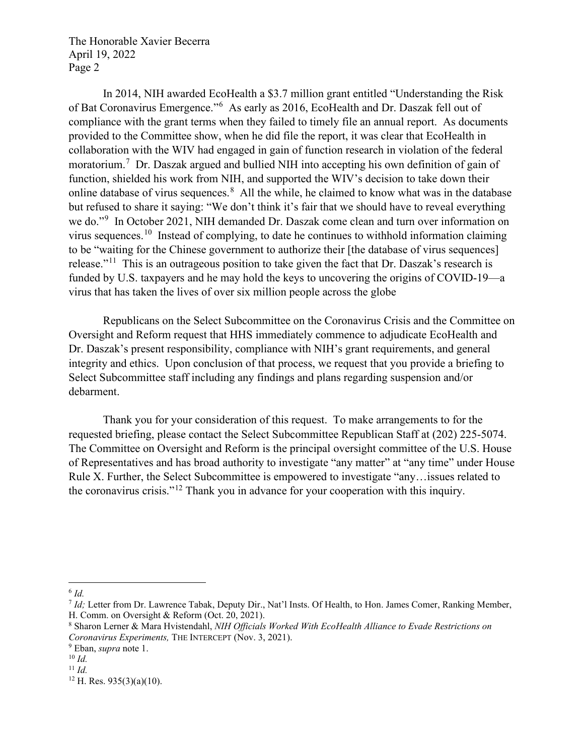In 2014, NIH awarded EcoHealth a $3.7 million grant entitled "Understanding the Risk of Bat Coronavirus Emergence."[6] As early as 2016, EcoHealth and Dr. Daszak fell out of compliance with the grant terms when they failed to timely file an annual report. As documents provided to the Committee show, when he did file the report, it was clear that EcoHealth in collaboration with the WIV had engaged in gain of function research in violation of the federal moratorium.[7] Dr. Daszak argued and bullied NIH into accepting his own definition of gain of function, shielded his work from NIH, and supported the WIV's decision to take down their online database of virus sequences.[8] All the while, he claimed to know what was in the database but refused to share it saying: "We don't think it's fair that we should have to reveal everything we do."[9] In October 2021, NIH demanded Dr. Daszak come clean and turn over information on virus sequences.[10] Instead of complying, to date he continues to withhold information claiming to be "waiting for the Chinese government to authorize their [the database of virus sequences] release."[11] This is an outrageous position to take given the fact that Dr. Daszak's research is funded by U.S. taxpayers and he may hold the keys to uncovering the origins of COVID-19—a virus that has taken the lives of over six million people across the globe

Republicans on the Select Subcommittee on the Coronavirus Crisis and the Committee on Oversight and Reform request that HHS immediately commence to adjudicate EcoHealth and Dr. Daszak's present responsibility, compliance with NIH's grant requirements, and general integrity and ethics. Upon conclusion of that process, we request that you provide a briefing to Select Subcommittee staff including any findings and plans regarding suspension and/or debarment.

Thank you for your consideration of this request. To make arrangements to for the requested briefing, please contact the Select Subcommittee Republican Staff at (202) 225-5074. The Committee on Oversight and Reform is the principal oversight committee of the U.S. House of Representatives and has broad authority to investigate "any matter" at "any time" under House Rule X. Further, the Select Subcommittee is empowered to investigate "any…issues related to the coronavirus crisis."[12] Thank you in advance for your cooperation with this inquiry.

---

[6] *Id.*

[7] *Id;* Letter from Dr. Lawrence Tabak, Deputy Dir., Nat'l Insts. Of Health, to Hon. James Comer, Ranking Member, H. Comm. on Oversight & Reform (Oct. 20, 2021).

[8] Sharon Lerner & Mara Hvistendahl, *NIH Officials Worked With EcoHealth Alliance to Evade Restrictions on Coronavirus Experiments,* THE INTERCEPT (Nov. 3, 2021).

[9] Eban, *supra* note 1.

[10] *Id.*

[11] *Id.*

[12] H. Res. 935(3)(a)(10).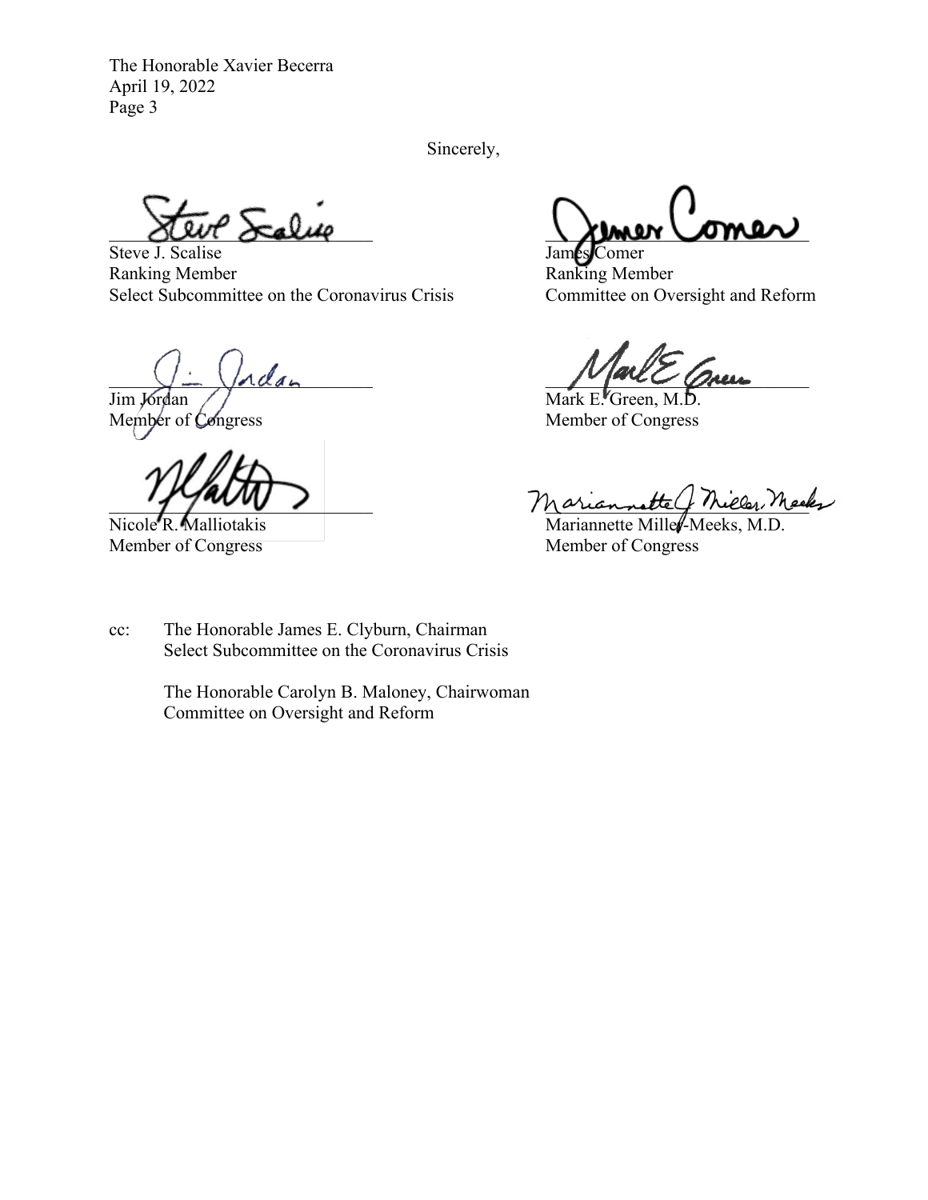Sincerely,

Steve J. Scalise
Ranking Member
Select Subcommittee on the Coronavirus Crisis

James Comer
Ranking Member
Committee on Oversight and Reform

Jim Jordan
Member of Congress

Mark E. Green, M.D.
Member of Congress

Nicole R. Malliotakis
Member of Congress

Mariannette Miller-Meeks, M.D.
Member of Congress

cc: The Honorable James E. Clyburn, Chairman
Select Subcommittee on the Coronavirus Crisis

The Honorable Carolyn B. Maloney, Chairwoman
Committee on Oversight and Reform